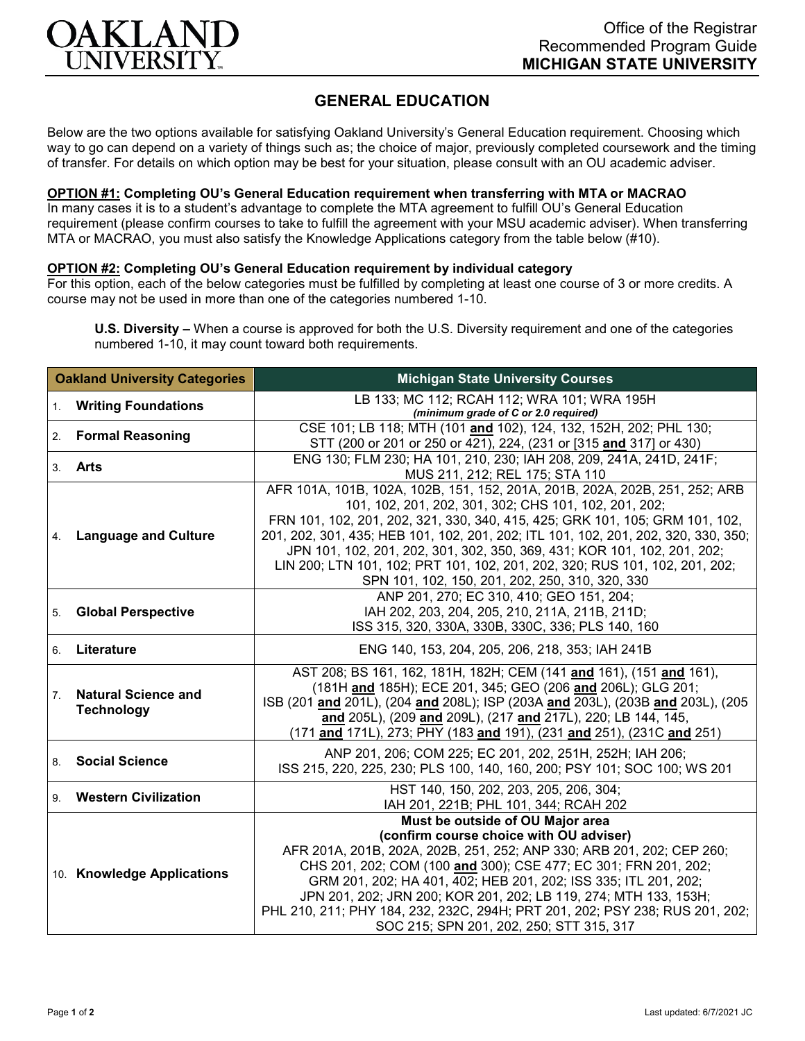Office of the Registrar
Recommended Program Guide
**MICHIGAN STATE UNIVERSITY**

# GENERAL EDUCATION

Below are the two options available for satisfying Oakland University's General Education requirement. Choosing which way to go can depend on a variety of things such as; the choice of major, previously completed coursework and the timing of transfer. For details on which option may be best for your situation, please consult with an OU academic adviser.

**OPTION #1: Completing OU's General Education requirement when transferring with MTA or MACRAO**
In many cases it is to a student's advantage to complete the MTA agreement to fulfill OU's General Education requirement (please confirm courses to take to fulfill the agreement with your MSU academic adviser). When transferring MTA or MACRAO, you must also satisfy the Knowledge Applications category from the table below (#10).

**OPTION #2: Completing OU's General Education requirement by individual category**
For this option, each of the below categories must be fulfilled by completing at least one course of 3 or more credits. A course may not be used in more than one of the categories numbered 1-10.

**U.S. Diversity –** When a course is approved for both the U.S. Diversity requirement and one of the categories numbered 1-10, it may count toward both requirements.

| Oakland University Categories | Michigan State University Courses |
|---|---|
| 1. **Writing Foundations** | LB 133; MC 112; RCAH 112; WRA 101; WRA 195H ***(minimum grade of C or 2.0 required)*** |
| 2. **Formal Reasoning** | CSE 101; LB 118; MTH (101 **and** 102), 124, 132, 152H, 202; PHL 130; STT (200 or 201 or 250 or 421), 224, (231 or [315 **and** 317] or 430) |
| 3. **Arts** | ENG 130; FLM 230; HA 101, 210, 230; IAH 208, 209, 241A, 241D, 241F; MUS 211, 212; REL 175; STA 110 |
| 4. **Language and Culture** | AFR 101A, 101B, 102A, 102B, 151, 152, 201A, 201B, 202A, 202B, 251, 252; ARB 101, 102, 201, 202, 301, 302; CHS 101, 102, 201, 202; FRN 101, 102, 201, 202, 321, 330, 340, 415, 425; GRK 101, 105; GRM 101, 102, 201, 202, 301, 435; HEB 101, 102, 201, 202; ITL 101, 102, 201, 202, 320, 330, 350; JPN 101, 102, 201, 202, 301, 302, 350, 369, 431; KOR 101, 102, 201, 202; LIN 200; LTN 101, 102; PRT 101, 102, 201, 202, 320; RUS 101, 102, 201, 202; SPN 101, 102, 150, 201, 202, 250, 310, 320, 330 |
| 5. **Global Perspective** | ANP 201, 270; EC 310, 410; GEO 151, 204; IAH 202, 203, 204, 205, 210, 211A, 211B, 211D; ISS 315, 320, 330A, 330B, 330C, 336; PLS 140, 160 |
| 6. **Literature** | ENG 140, 153, 204, 205, 206, 218, 353; IAH 241B |
| 7. **Natural Science and Technology** | AST 208; BS 161, 162, 181H, 182H; CEM (141 **and** 161), (151 **and** 161), (181H **and** 185H); ECE 201, 345; GEO (206 **and** 206L); GLG 201; ISB (201 **and** 201L), (204 **and** 208L); ISP (203A **and** 203L), (203B **and** 203L), (205 **and** 205L), (209 **and** 209L), (217 **and** 217L), 220; LB 144, 145, (171 **and** 171L), 273; PHY (183 **and** 191), (231 **and** 251), (231C **and** 251) |
| 8. **Social Science** | ANP 201, 206; COM 225; EC 201, 202, 251H, 252H; IAH 206; ISS 215, 220, 225, 230; PLS 100, 140, 160, 200; PSY 101; SOC 100; WS 201 |
| 9. **Western Civilization** | HST 140, 150, 202, 203, 205, 206, 304; IAH 201, 221B; PHL 101, 344; RCAH 202 |
| 10. **Knowledge Applications** | **Must be outside of OU Major area (confirm course choice with OU adviser)** AFR 201A, 201B, 202A, 202B, 251, 252; ANP 330; ARB 201, 202; CEP 260; CHS 201, 202; COM (100 **and** 300); CSE 477; EC 301; FRN 201, 202; GRM 201, 202; HA 401, 402; HEB 201, 202; ISS 335; ITL 201, 202; JPN 201, 202; JRN 200; KOR 201, 202; LB 119, 274; MTH 133, 153H; PHL 210, 211; PHY 184, 232, 232C, 294H; PRT 201, 202; PSY 238; RUS 201, 202; SOC 215; SPN 201, 202, 250; STT 315, 317 |

Last updated: 6/7/2021 JC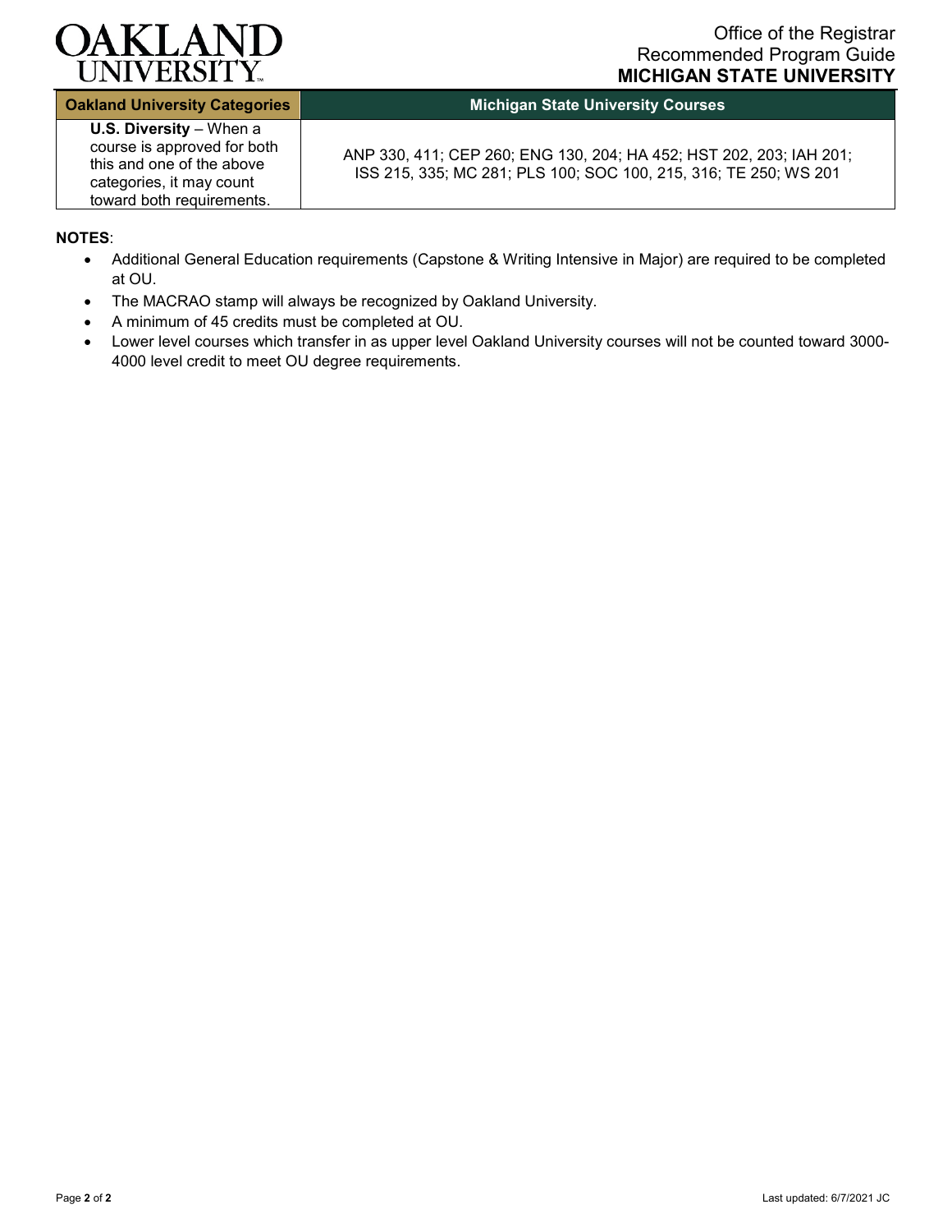| Oakland University Categories | Michigan State University Courses |
| --- | --- |
| **U.S. Diversity** – When a course is approved for both this and one of the above categories, it may count toward both requirements. | ANP 330, 411; CEP 260; ENG 130, 204; HA 452; HST 202, 203; IAH 201; ISS 215, 335; MC 281; PLS 100; SOC 100, 215, 316; TE 250; WS 201 |

**NOTES**:

- Additional General Education requirements (Capstone & Writing Intensive in Major) are required to be completed at OU.
- The MACRAO stamp will always be recognized by Oakland University.
- A minimum of 45 credits must be completed at OU.
- Lower level courses which transfer in as upper level Oakland University courses will not be counted toward 3000-4000 level credit to meet OU degree requirements.

Last updated: 6/7/2021 JC